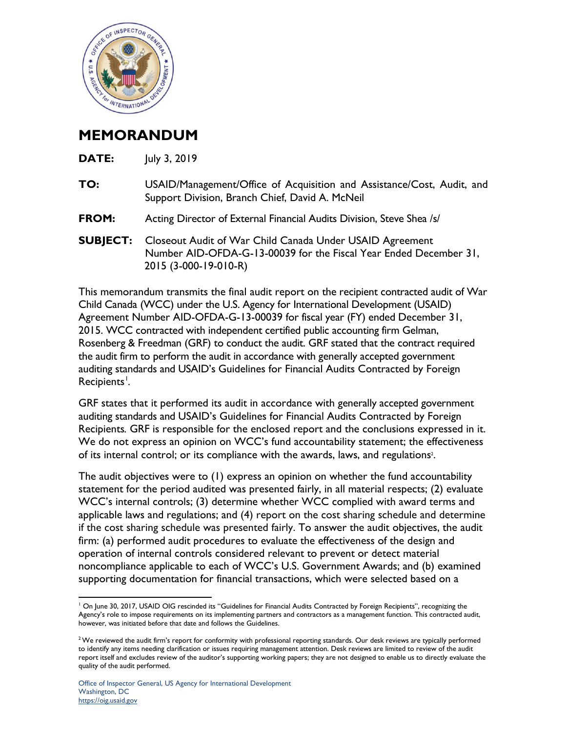# MEMORANDUM

**DATE:** July 3, 2019

**TO:** USAID/Management/Office of Acquisition and Assistance/Cost, Audit, and Support Division, Branch Chief, David A. McNeil

**FROM:** Acting Director of External Financial Audits Division, Steve Shea /s/

**SUBJECT:** Closeout Audit of War Child Canada Under USAID Agreement Number AID-OFDA-G-13-00039 for the Fiscal Year Ended December 31, 2015 (3-000-19-010-R)

This memorandum transmits the final audit report on the recipient contracted audit of War Child Canada (WCC) under the U.S. Agency for International Development (USAID) Agreement Number AID-OFDA-G-13-00039 for fiscal year (FY) ended December 31, 2015. WCC contracted with independent certified public accounting firm Gelman, Rosenberg & Freedman (GRF) to conduct the audit. GRF stated that the contract required the audit firm to perform the audit in accordance with generally accepted government auditing standards and USAID's Guidelines for Financial Audits Contracted by Foreign Recipients[1].

GRF states that it performed its audit in accordance with generally accepted government auditing standards and USAID's Guidelines for Financial Audits Contracted by Foreign Recipients. GRF is responsible for the enclosed report and the conclusions expressed in it. We do not express an opinion on WCC's fund accountability statement; the effectiveness of its internal control; or its compliance with the awards, laws, and regulations[2].

The audit objectives were to (1) express an opinion on whether the fund accountability statement for the period audited was presented fairly, in all material respects; (2) evaluate WCC's internal controls; (3) determine whether WCC complied with award terms and applicable laws and regulations; and (4) report on the cost sharing schedule and determine if the cost sharing schedule was presented fairly. To answer the audit objectives, the audit firm: (a) performed audit procedures to evaluate the effectiveness of the design and operation of internal controls considered relevant to prevent or detect material noncompliance applicable to each of WCC's U.S. Government Awards; and (b) examined supporting documentation for financial transactions, which were selected based on a

---

[1] On June 30, 2017, USAID OIG rescinded its "Guidelines for Financial Audits Contracted by Foreign Recipients", recognizing the Agency's role to impose requirements on its implementing partners and contractors as a management function. This contracted audit, however, was initiated before that date and follows the Guidelines.

[2] We reviewed the audit firm's report for conformity with professional reporting standards. Our desk reviews are typically performed to identify any items needing clarification or issues requiring management attention. Desk reviews are limited to review of the audit report itself and excludes review of the auditor's supporting working papers; they are not designed to enable us to directly evaluate the quality of the audit performed.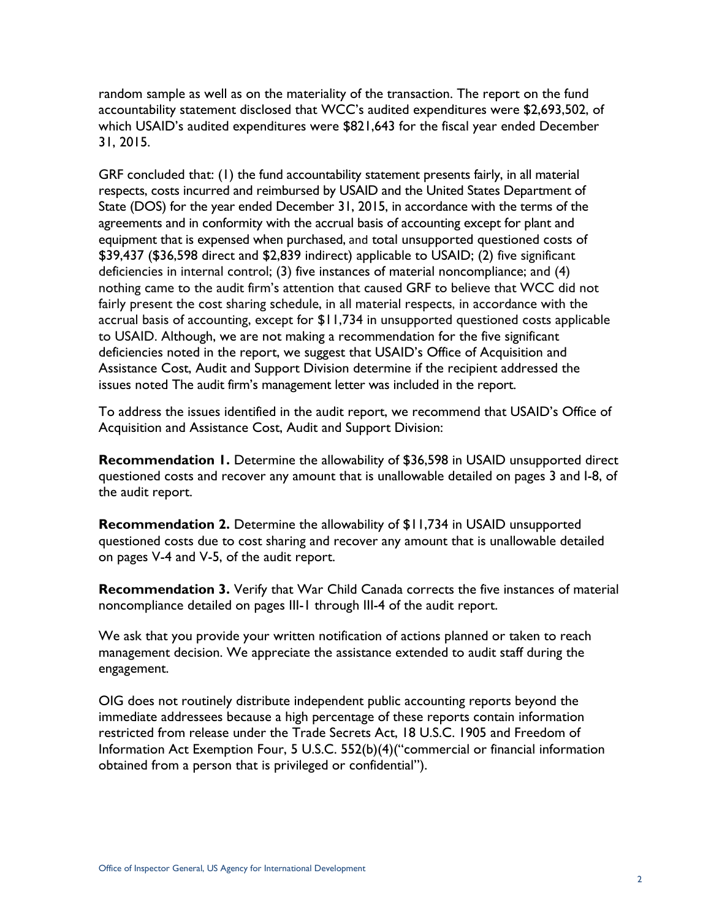random sample as well as on the materiality of the transaction. The report on the fund accountability statement disclosed that WCC's audited expenditures were $2,693,502, of which USAID's audited expenditures were $821,643 for the fiscal year ended December 31, 2015.

GRF concluded that: (1) the fund accountability statement presents fairly, in all material respects, costs incurred and reimbursed by USAID and the United States Department of State (DOS) for the year ended December 31, 2015, in accordance with the terms of the agreements and in conformity with the accrual basis of accounting except for plant and equipment that is expensed when purchased, and total unsupported questioned costs of $39,437 ($36,598 direct and $2,839 indirect) applicable to USAID; (2) five significant deficiencies in internal control; (3) five instances of material noncompliance; and (4) nothing came to the audit firm's attention that caused GRF to believe that WCC did not fairly present the cost sharing schedule, in all material respects, in accordance with the accrual basis of accounting, except for $11,734 in unsupported questioned costs applicable to USAID. Although, we are not making a recommendation for the five significant deficiencies noted in the report, we suggest that USAID's Office of Acquisition and Assistance Cost, Audit and Support Division determine if the recipient addressed the issues noted The audit firm's management letter was included in the report.

To address the issues identified in the audit report, we recommend that USAID's Office of Acquisition and Assistance Cost, Audit and Support Division:

**Recommendation 1.** Determine the allowability of $36,598 in USAID unsupported direct questioned costs and recover any amount that is unallowable detailed on pages 3 and I-8, of the audit report.

**Recommendation 2.** Determine the allowability of $11,734 in USAID unsupported questioned costs due to cost sharing and recover any amount that is unallowable detailed on pages V-4 and V-5, of the audit report.

**Recommendation 3.** Verify that War Child Canada corrects the five instances of material noncompliance detailed on pages III-1 through III-4 of the audit report.

We ask that you provide your written notification of actions planned or taken to reach management decision. We appreciate the assistance extended to audit staff during the engagement.

OIG does not routinely distribute independent public accounting reports beyond the immediate addressees because a high percentage of these reports contain information restricted from release under the Trade Secrets Act, 18 U.S.C. 1905 and Freedom of Information Act Exemption Four, 5 U.S.C. 552(b)(4)("commercial or financial information obtained from a person that is privileged or confidential").